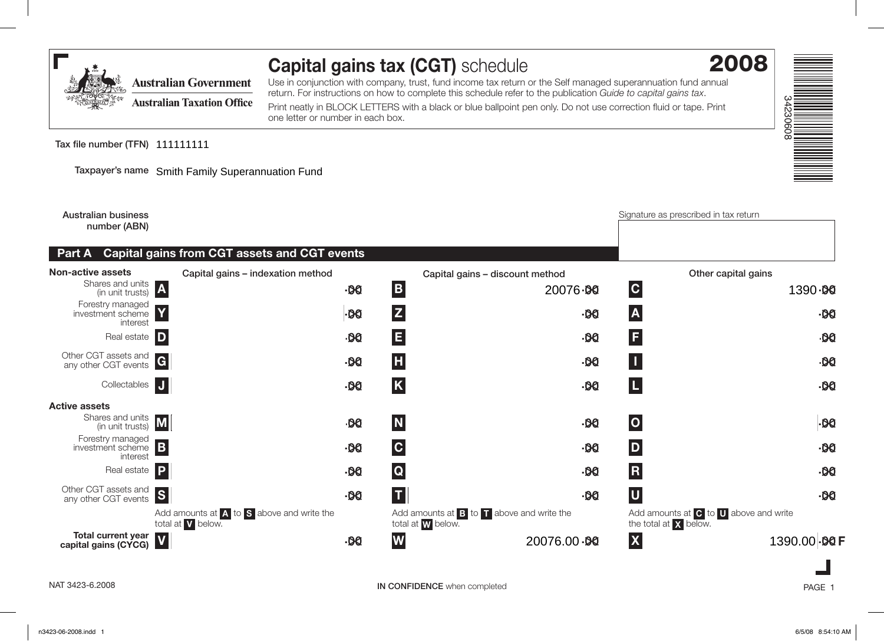# Capital gains tax (CGT) schedule 2008

Australian Government
Australian Taxation Office

Use in conjunction with company, trust, fund income tax return or the Self managed superannuation fund annual return. For instructions on how to complete this schedule refer to the publication *Guide to capital gains tax*.

Print neatly in BLOCK LETTERS with a black or blue ballpoint pen only. Do not use correction fluid or tape. Print one letter or number in each box.

**Tax file number (TFN)** 111111111

**Taxpayer's name** Smith Family Superannuation Fund

**Australian business number (ABN)**

Signature as prescribed in tax return

## Part A Capital gains from CGT assets and CGT events

| | Capital gains – indexation method | Capital gains – discount method | Other capital gains |
|---|---|---|---|
| **Non-active assets** | | | |
| Shares and units (in unit trusts) | A .00 | B 20076.00 | C 1390.00 |
| Forestry managed investment scheme interest | Y .00 | Z .00 | A .00 |
| Real estate | D .00 | E .00 | F .00 |
| Other CGT assets and any other CGT events | G .00 | H .00 | I .00 |
| Collectables | J .00 | K .00 | L .00 |
| **Active assets** | | | |
| Shares and units (in unit trusts) | M .00 | N .00 | O .00 |
| Forestry managed investment scheme interest | B .00 | C .00 | D .00 |
| Real estate | P .00 | Q .00 | R .00 |
| Other CGT assets and any other CGT events | S .00 | T .00 | U .00 |
| | Add amounts at A to S above and write the total at V below. | Add amounts at B to T above and write the total at W below. | Add amounts at C to U above and write the total at X below. |
| **Total current year capital gains (CYCG)** | V .00 | W 20076.00 | X 1390.00 |

NAT 3423-6.2008

IN CONFIDENCE when completed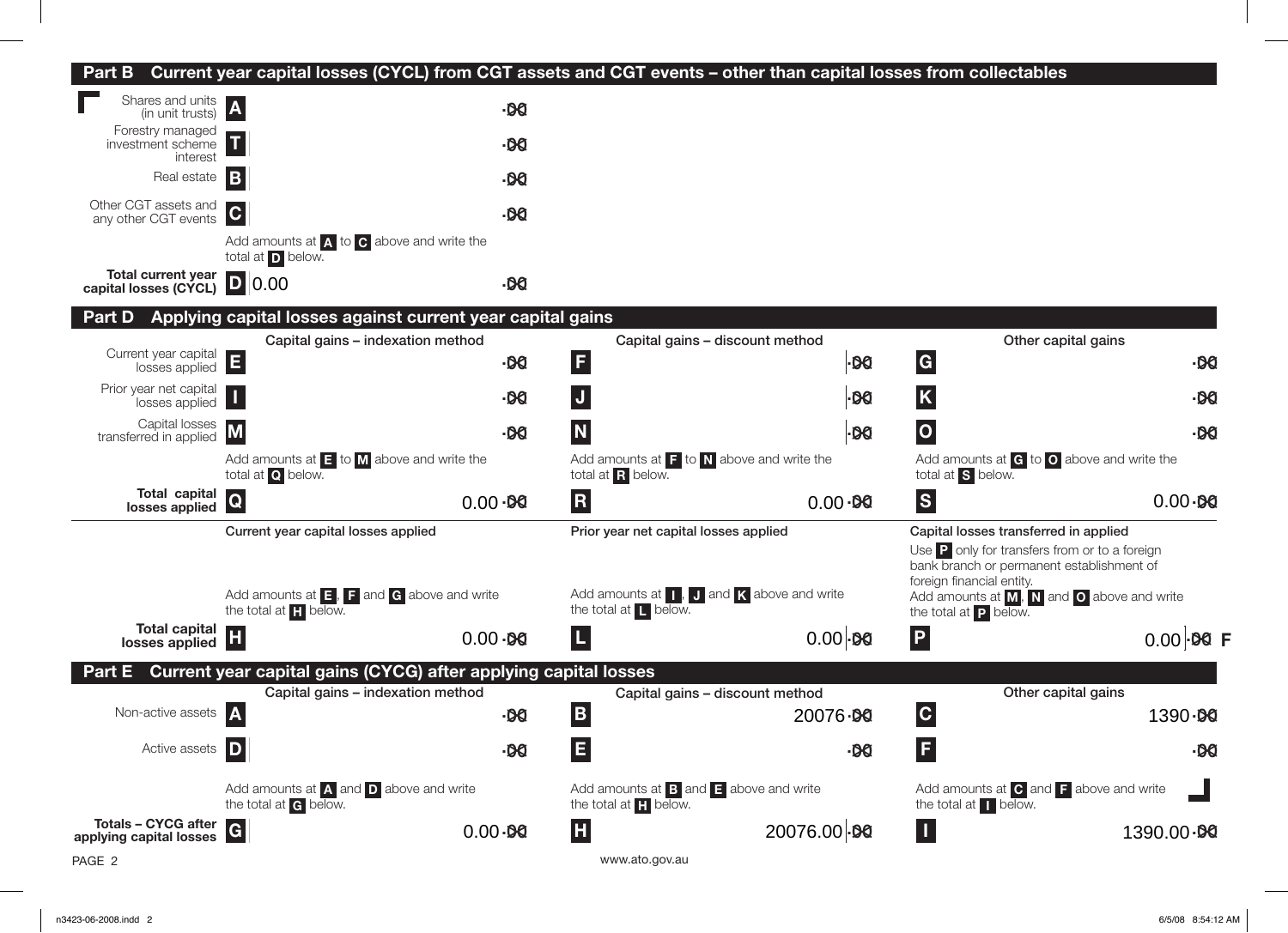## Part B Current year capital losses (CYCL) from CGT assets and CGT events – other than capital losses from collectables

| | | |
|---|---|---|
| Shares and units (in unit trusts) | **A** | .00 |
| Forestry managed investment scheme interest | **T** | .00 |
| Real estate | **B** | .00 |
| Other CGT assets and any other CGT events | **C** | .00 |
| | Add amounts at **A** to **C** above and write the total at **D** below. | |
| **Total current year capital losses (CYCL)** | **D** 0.00 | .00 |

## Part D Applying capital losses against current year capital gains

| | Capital gains – indexation method | Capital gains – discount method | Other capital gains |
|---|---|---|---|
| Current year capital losses applied | **E** .00 | **F** .00 | **G** .00 |
| Prior year net capital losses applied | **I** .00 | **J** .00 | **K** .00 |
| Capital losses transferred in applied | **M** .00 | **N** .00 | **O** .00 |
| | Add amounts at **E** to **M** above and write the total at **Q** below. | Add amounts at **F** to **N** above and write the total at **R** below. | Add amounts at **G** to **O** above and write the total at **S** below. |
| **Total capital losses applied** | **Q** 0.00 .00 | **R** 0.00 .00 | **S** 0.00 .00 |
| | Current year capital losses applied | Prior year net capital losses applied | Capital losses transferred in applied |
| | | | Use **P** only for transfers from or to a foreign bank branch or permanent establishment of foreign financial entity. |
| | Add amounts at **E**, **F** and **G** above and write the total at **H** below. | Add amounts at **I**, **J** and **K** above and write the total at **L** below. | Add amounts at **M**, **N** and **O** above and write the total at **P** below. |
| **Total capital losses applied** | **H** 0.00 .00 | **L** 0.00 .00 | **P** 0.00 .00 F |

## Part E Current year capital gains (CYCG) after applying capital losses

| | Capital gains – indexation method | Capital gains – discount method | Other capital gains |
|---|---|---|---|
| Non-active assets | **A** .00 | **B** 20076 .00 | **C** 1390 .00 |
| Active assets | **D** .00 | **E** .00 | **F** .00 |
| | Add amounts at **A** and **D** above and write the total at **G** below. | Add amounts at **B** and **E** above and write the total at **H** below. | Add amounts at **C** and **F** above and write the total at **I** below. |
| **Totals – CYCG after applying capital losses** | **G** 0.00 .00 | **H** 20076.00 .00 | **I** 1390.00 .00 |

www.ato.gov.au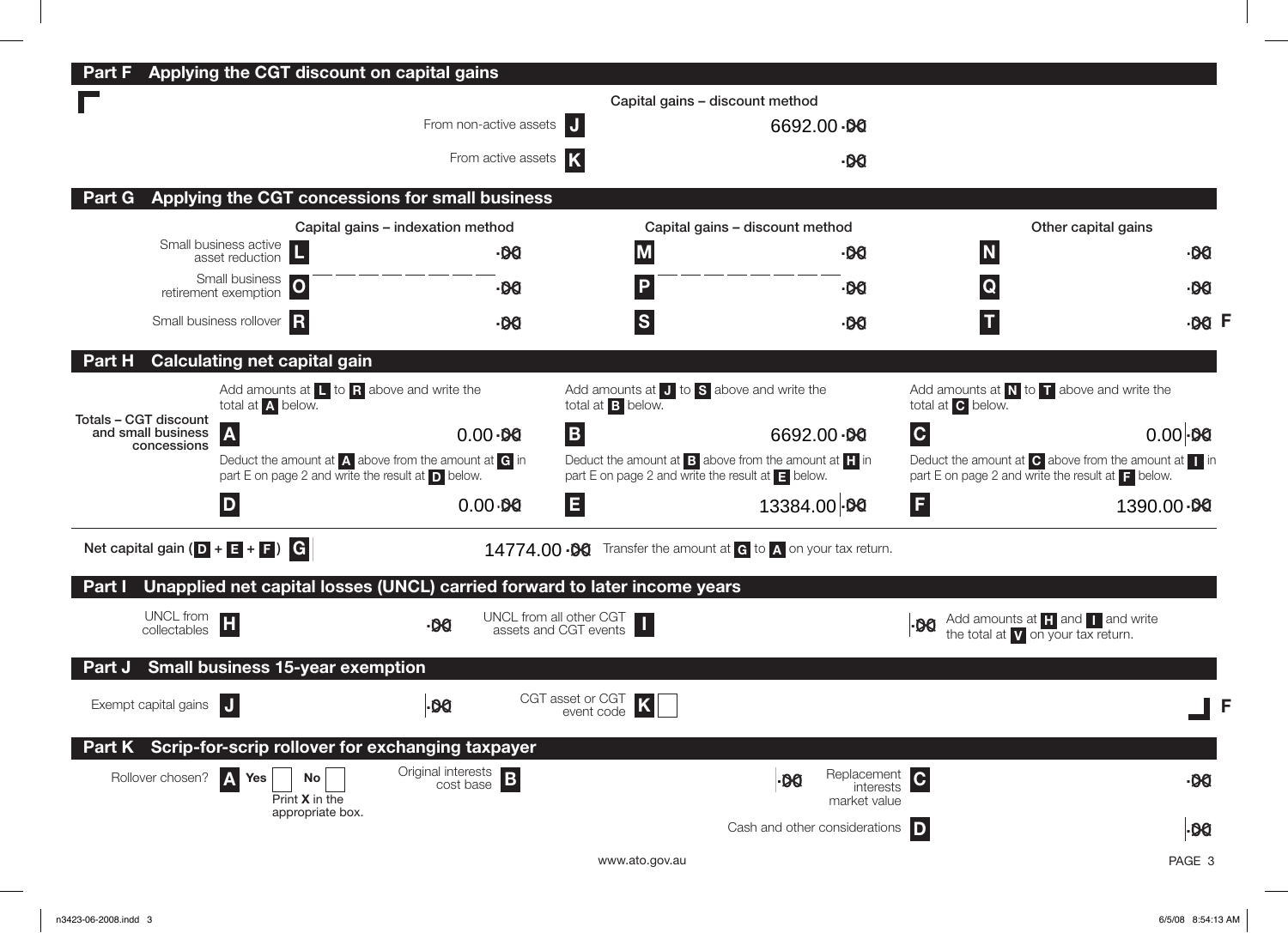## Part F Applying the CGT discount on capital gains

| | | Capital gains – discount method |
|---|---|---|
| From non-active assets | J | 6692.00 .00 |
| From active assets | K | .00 |

## Part G Applying the CGT concessions for small business

| | | Capital gains – indexation method | | Capital gains – discount method | | Other capital gains |
|---|---|---|---|---|---|---|
| Small business active asset reduction | L | .00 | M | .00 | N | .00 |
| Small business retirement exemption | O | .00 | P | .00 | Q | .00 |
| Small business rollover | R | .00 | S | .00 | T | .00 |

## Part H Calculating net capital gain

**Totals – CGT discount and small business concessions**

| | | | | |
|---|---|---|---|---|
| Add amounts at L to R above and write the total at A below. | | Add amounts at J to S above and write the total at B below. | | Add amounts at N to T above and write the total at C below. |
| A | 0.00 .00 | B | 6692.00 .00 | C | 0.00 .00 |
| Deduct the amount at A above from the amount at G in part E on page 2 and write the result at D below. | | Deduct the amount at B above from the amount at H in part E on page 2 and write the result at E below. | | Deduct the amount at C above from the amount at I in part E on page 2 and write the result at F below. |
| D | 0.00 .00 | E | 13384.00 .00 | F | 1390.00 .00 |

Net capital gain (D + E + F) **G** 14774.00 .00 Transfer the amount at G to A on your tax return.

## Part I Unapplied net capital losses (UNCL) carried forward to later income years

UNCL from collectables **H** .00

UNCL from all other CGT assets and CGT events **I** .00

Add amounts at H and I and write the total at V on your tax return.

## Part J Small business 15-year exemption

Exempt capital gains **J** .00

CGT asset or CGT event code **K**

## Part K Scrip-for-scrip rollover for exchanging taxpayer

Rollover chosen? **A** Yes ☐ No ☐
Print **X** in the appropriate box.

Original interests cost base **B** .00

Replacement interests market value **C** .00

Cash and other considerations **D** .00

www.ato.gov.au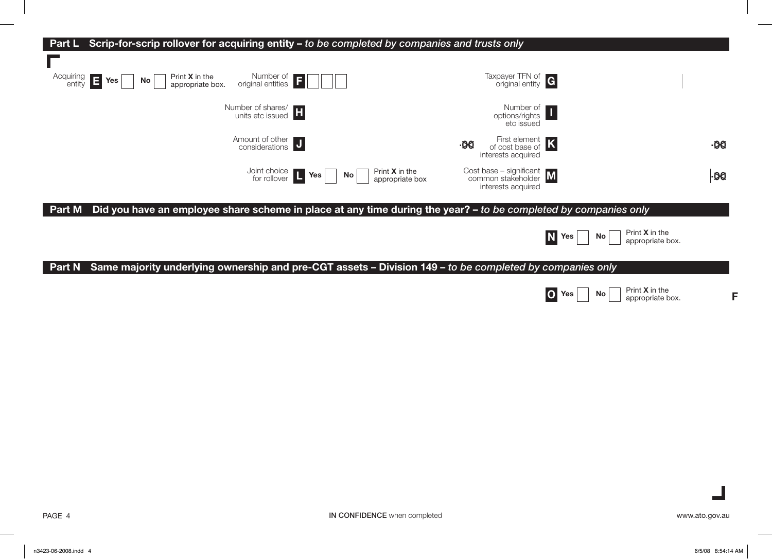## Part L Scrip-for-scrip rollover for acquiring entity – *to be completed by companies and trusts only*

Acquiring entity **E** **Yes** ☐ **No** ☐ Print **X** in the appropriate box.

Number of original entities **F** ☐☐☐

Taxpayer TFN of original entity **G**

Number of shares/units etc issued **H**

Number of options/rights etc issued **I**

Amount of other considerations **J** .00

First element of cost base of interests acquired **K** .00

Joint choice for rollover **L** **Yes** ☐ **No** ☐ Print **X** in the appropriate box

Cost base – significant common stakeholder interests acquired **M** .00

## Part M Did you have an employee share scheme in place at any time during the year? – *to be completed by companies only*

**N** **Yes** ☐ **No** ☐ Print **X** in the appropriate box.

## Part N Same majority underlying ownership and pre-CGT assets – Division 149 – *to be completed by companies only*

**O** **Yes** ☐ **No** ☐ Print **X** in the appropriate box.

**F**

**IN CONFIDENCE** when completed

www.ato.gov.au